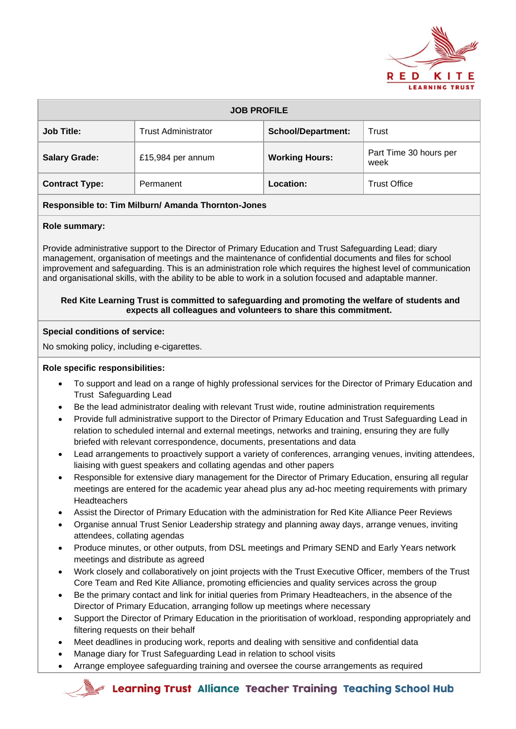| JOB PROFILE | | | |
|---|---|---|---|
| **Job Title:** | Trust Administrator | **School/Department:** | Trust |
| **Salary Grade:** | £15,984 per annum | **Working Hours:** | Part Time 30 hours per week |
| **Contract Type:** | Permanent | **Location:** | Trust Office |

**Responsible to: Tim Milburn/ Amanda Thornton-Jones**

**Role summary:**

Provide administrative support to the Director of Primary Education and Trust Safeguarding Lead; diary management, organisation of meetings and the maintenance of confidential documents and files for school improvement and safeguarding. This is an administration role which requires the highest level of communication and organisational skills, with the ability to be able to work in a solution focused and adaptable manner.

**Red Kite Learning Trust is committed to safeguarding and promoting the welfare of students and expects all colleagues and volunteers to share this commitment.**

**Special conditions of service:**

No smoking policy, including e-cigarettes.

**Role specific responsibilities:**

- To support and lead on a range of highly professional services for the Director of Primary Education and Trust Safeguarding Lead
- Be the lead administrator dealing with relevant Trust wide, routine administration requirements
- Provide full administrative support to the Director of Primary Education and Trust Safeguarding Lead in relation to scheduled internal and external meetings, networks and training, ensuring they are fully briefed with relevant correspondence, documents, presentations and data
- Lead arrangements to proactively support a variety of conferences, arranging venues, inviting attendees, liaising with guest speakers and collating agendas and other papers
- Responsible for extensive diary management for the Director of Primary Education, ensuring all regular meetings are entered for the academic year ahead plus any ad-hoc meeting requirements with primary Headteachers
- Assist the Director of Primary Education with the administration for Red Kite Alliance Peer Reviews
- Organise annual Trust Senior Leadership strategy and planning away days, arrange venues, inviting attendees, collating agendas
- Produce minutes, or other outputs, from DSL meetings and Primary SEND and Early Years network meetings and distribute as agreed
- Work closely and collaboratively on joint projects with the Trust Executive Officer, members of the Trust Core Team and Red Kite Alliance, promoting efficiencies and quality services across the group
- Be the primary contact and link for initial queries from Primary Headteachers, in the absence of the Director of Primary Education, arranging follow up meetings where necessary
- Support the Director of Primary Education in the prioritisation of workload, responding appropriately and filtering requests on their behalf
- Meet deadlines in producing work, reports and dealing with sensitive and confidential data
- Manage diary for Trust Safeguarding Lead in relation to school visits
- Arrange employee safeguarding training and oversee the course arrangements as required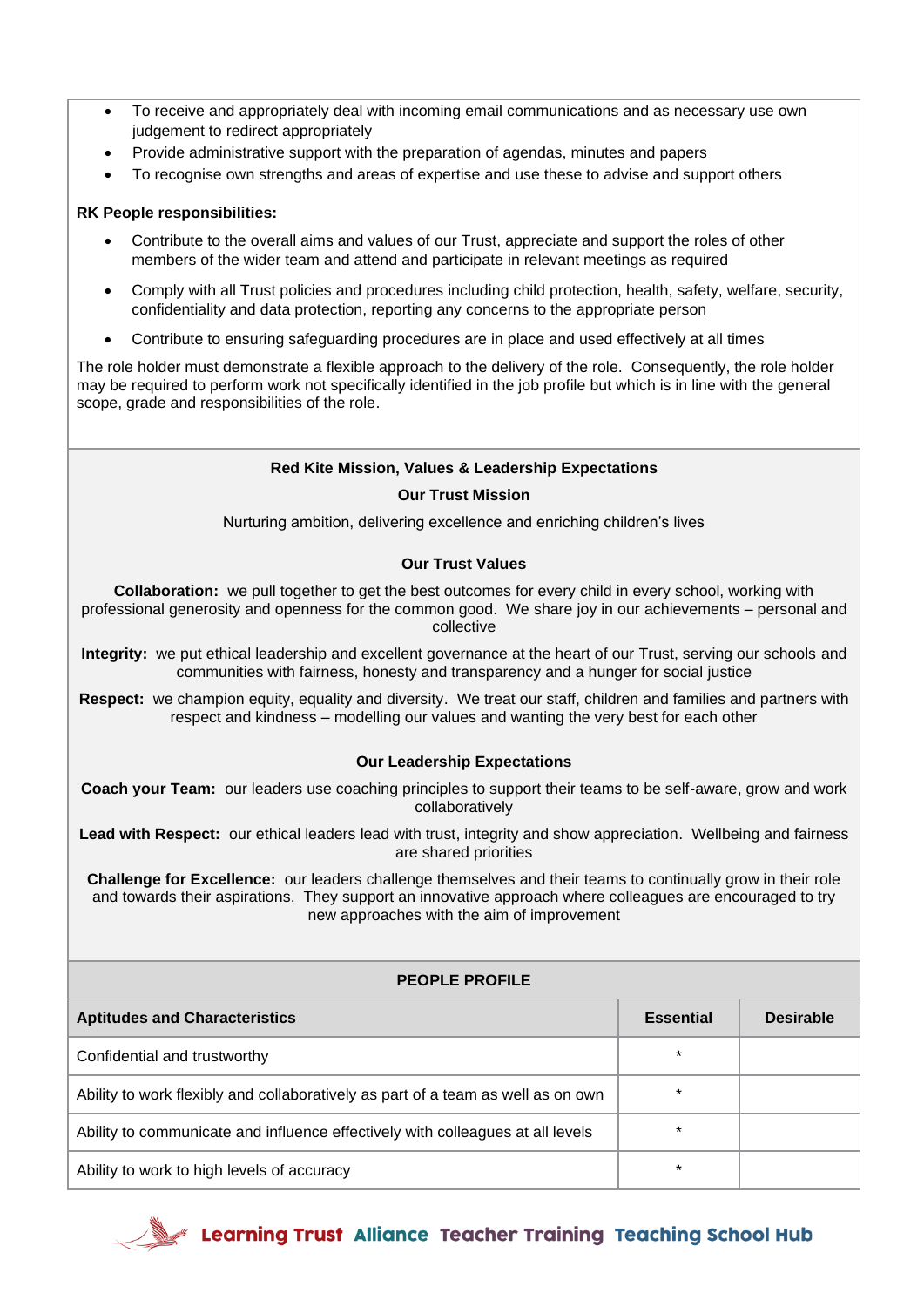- To receive and appropriately deal with incoming email communications and as necessary use own judgement to redirect appropriately
- Provide administrative support with the preparation of agendas, minutes and papers
- To recognise own strengths and areas of expertise and use these to advise and support others

**RK People responsibilities:**

- Contribute to the overall aims and values of our Trust, appreciate and support the roles of other members of the wider team and attend and participate in relevant meetings as required
- Comply with all Trust policies and procedures including child protection, health, safety, welfare, security, confidentiality and data protection, reporting any concerns to the appropriate person
- Contribute to ensuring safeguarding procedures are in place and used effectively at all times

The role holder must demonstrate a flexible approach to the delivery of the role. Consequently, the role holder may be required to perform work not specifically identified in the job profile but which is in line with the general scope, grade and responsibilities of the role.

**Red Kite Mission, Values & Leadership Expectations**

**Our Trust Mission**

Nurturing ambition, delivering excellence and enriching children's lives

**Our Trust Values**

**Collaboration:** we pull together to get the best outcomes for every child in every school, working with professional generosity and openness for the common good. We share joy in our achievements – personal and collective

**Integrity:** we put ethical leadership and excellent governance at the heart of our Trust, serving our schools and communities with fairness, honesty and transparency and a hunger for social justice

**Respect:** we champion equity, equality and diversity. We treat our staff, children and families and partners with respect and kindness – modelling our values and wanting the very best for each other

**Our Leadership Expectations**

**Coach your Team:** our leaders use coaching principles to support their teams to be self-aware, grow and work collaboratively

**Lead with Respect:** our ethical leaders lead with trust, integrity and show appreciation. Wellbeing and fairness are shared priorities

**Challenge for Excellence:** our leaders challenge themselves and their teams to continually grow in their role and towards their aspirations. They support an innovative approach where colleagues are encouraged to try new approaches with the aim of improvement

**PEOPLE PROFILE**

| Aptitudes and Characteristics | Essential | Desirable |
|---|---|---|
| Confidential and trustworthy | * | |
| Ability to work flexibly and collaboratively as part of a team as well as on own | * | |
| Ability to communicate and influence effectively with colleagues at all levels | * | |
| Ability to work to high levels of accuracy | * | |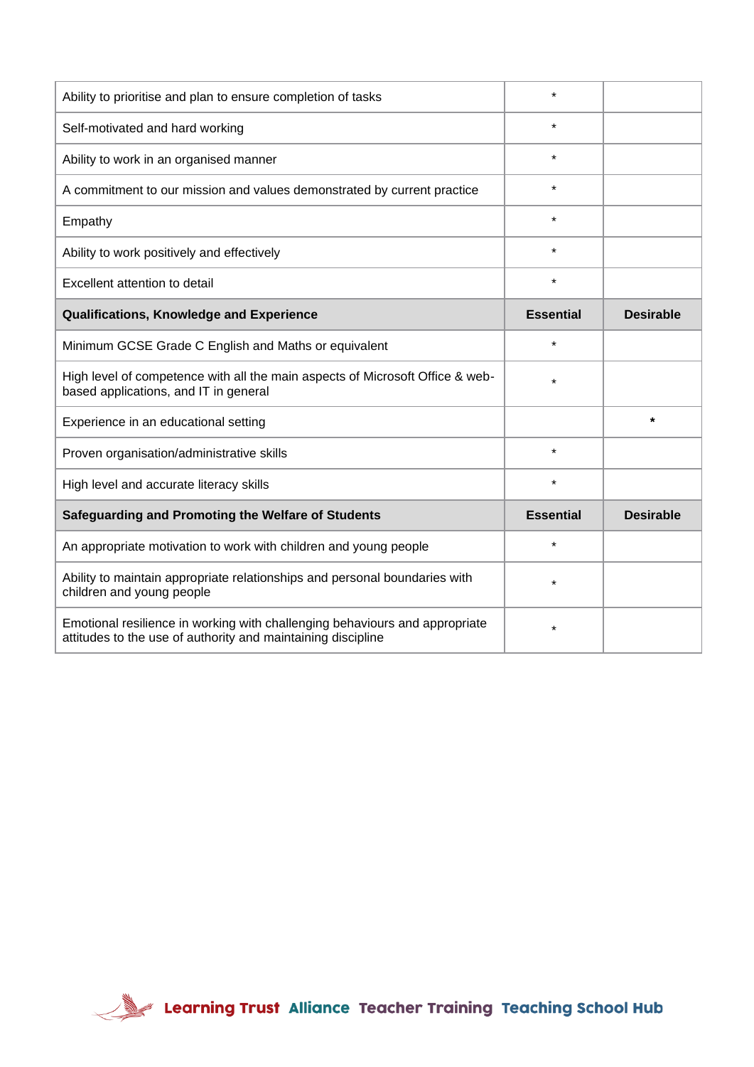| | | |
|---|---|---|
| Ability to prioritise and plan to ensure completion of tasks | * | |
| Self-motivated and hard working | * | |
| Ability to work in an organised manner | * | |
| A commitment to our mission and values demonstrated by current practice | * | |
| Empathy | * | |
| Ability to work positively and effectively | * | |
| Excellent attention to detail | * | |
| **Qualifications, Knowledge and Experience** | **Essential** | **Desirable** |
| Minimum GCSE Grade C English and Maths or equivalent | * | |
| High level of competence with all the main aspects of Microsoft Office & web-based applications, and IT in general | * | |
| Experience in an educational setting | | * |
| Proven organisation/administrative skills | * | |
| High level and accurate literacy skills | * | |
| **Safeguarding and Promoting the Welfare of Students** | **Essential** | **Desirable** |
| An appropriate motivation to work with children and young people | * | |
| Ability to maintain appropriate relationships and personal boundaries with children and young people | * | |
| Emotional resilience in working with challenging behaviours and appropriate attitudes to the use of authority and maintaining discipline | * | |